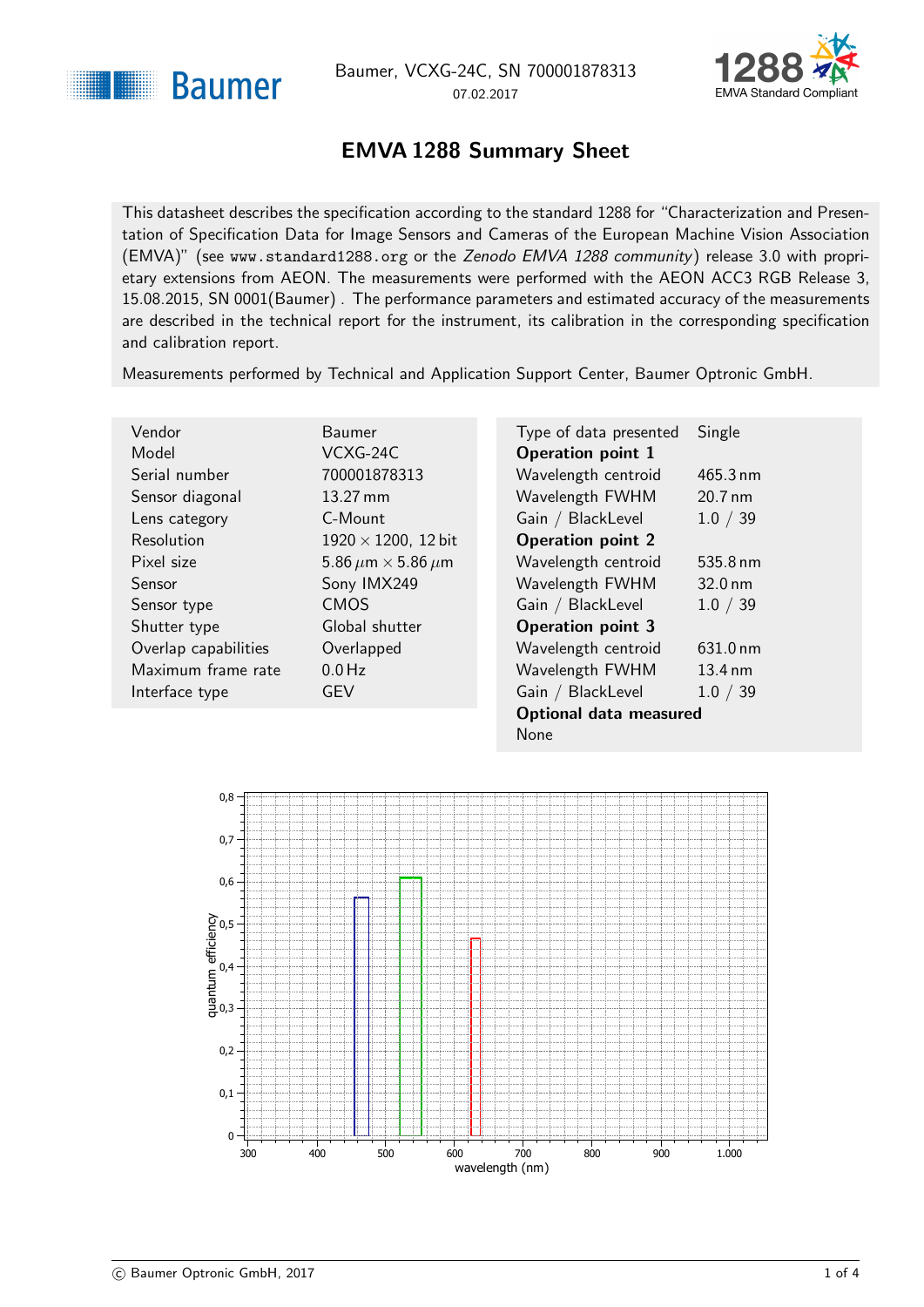Baumer, VCXG-24C, SN 700001878313
07.02.2017

# EMVA 1288 Summary Sheet

This datasheet describes the specification according to the standard 1288 for "Characterization and Presentation of Specification Data for Image Sensors and Cameras of the European Machine Vision Association (EMVA)" (see www.standard1288.org or the *Zenodo EMVA 1288 community*) release 3.0 with proprietary extensions from AEON. The measurements were performed with the AEON ACC3 RGB Release 3, 15.08.2015, SN 0001(Baumer) . The performance parameters and estimated accuracy of the measurements are described in the technical report for the instrument, its calibration in the corresponding specification and calibration report.

Measurements performed by Technical and Application Support Center, Baumer Optronic GmbH.

| | |
|---|---|
| Vendor | Baumer |
| Model | VCXG-24C |
| Serial number | 700001878313 |
| Sensor diagonal | 13.27 mm |
| Lens category | C-Mount |
| Resolution | 1920 × 1200, 12 bit |
| Pixel size | 5.86 µm × 5.86 µm |
| Sensor | Sony IMX249 |
| Sensor type | CMOS |
| Shutter type | Global shutter |
| Overlap capabilities | Overlapped |
| Maximum frame rate | 0.0 Hz |
| Interface type | GEV |

| | |
|---|---|
| Type of data presented | Single |
| **Operation point 1** | |
| Wavelength centroid | 465.3 nm |
| Wavelength FWHM | 20.7 nm |
| Gain / BlackLevel | 1.0 / 39 |
| **Operation point 2** | |
| Wavelength centroid | 535.8 nm |
| Wavelength FWHM | 32.0 nm |
| Gain / BlackLevel | 1.0 / 39 |
| **Operation point 3** | |
| Wavelength centroid | 631.0 nm |
| Wavelength FWHM | 13.4 nm |
| Gain / BlackLevel | 1.0 / 39 |
| **Optional data measured** | |
| None | |

© Baumer Optronic GmbH, 2017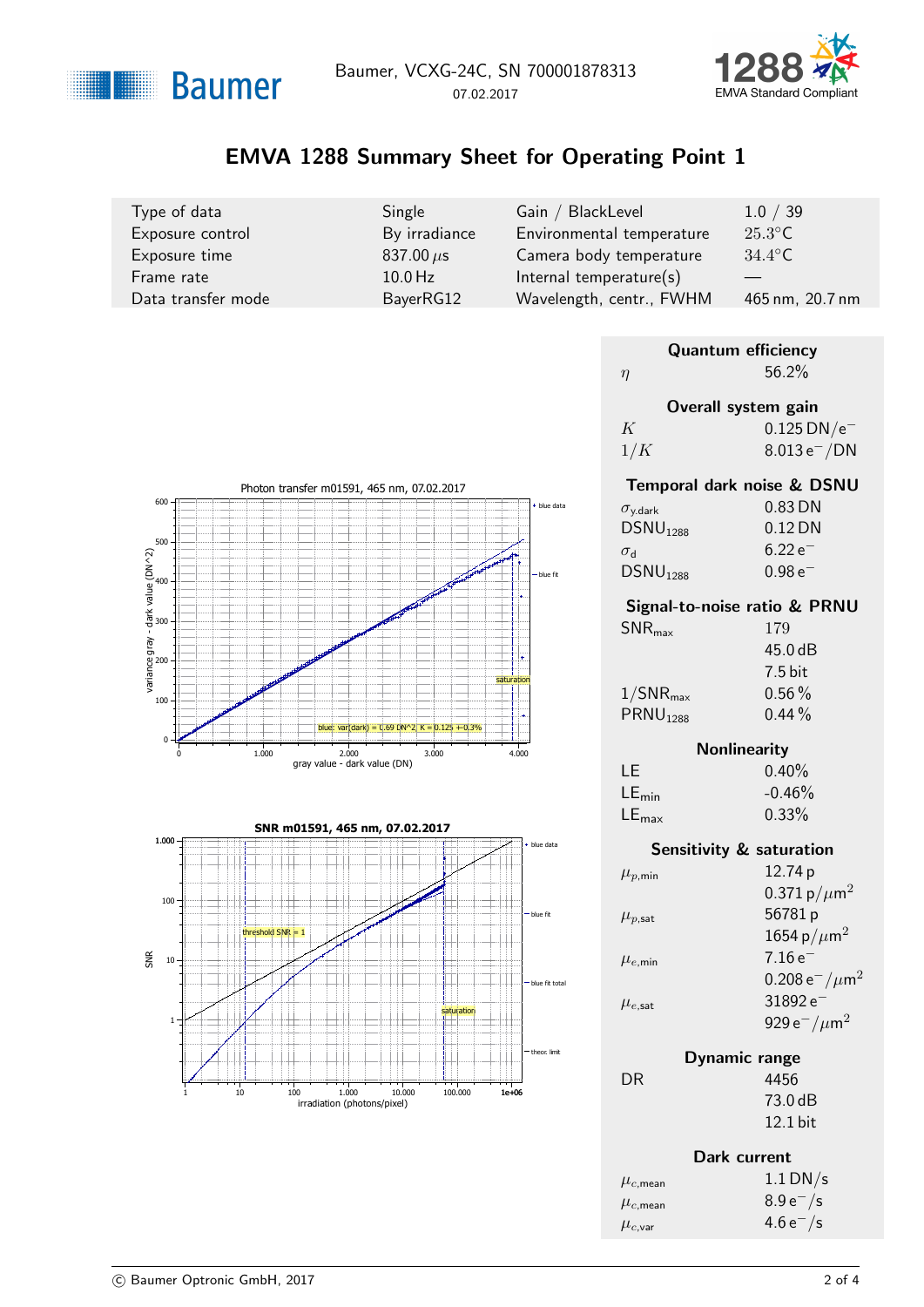Baumer, VCXG-24C, SN 700001878313
07.02.2017

# EMVA 1288 Summary Sheet for Operating Point 1

| | | | |
|---|---|---|---|
| Type of data | Single | Gain / BlackLevel | 1.0 / 39 |
| Exposure control | By irradiance | Environmental temperature | 25.3°C |
| Exposure time | 837.00 $\mu$s | Camera body temperature | 34.4°C |
| Frame rate | 10.0 Hz | Internal temperature(s) | — |
| Data transfer mode | BayerRG12 | Wavelength, centr., FWHM | 465 nm, 20.7 nm |

Photon transfer m01591, 465 nm, 07.02.2017

SNR m01591, 465 nm, 07.02.2017

### Quantum efficiency

| | |
|---|---|
| $\eta$ | 56.2% |

### Overall system gain

| | |
|---|---|
| $K$ | 0.125 DN/e$^-$ |
| $1/K$ | 8.013 e$^-$/DN |

### Temporal dark noise & DSNU

| | |
|---|---|
| $\sigma_{y.dark}$ | 0.83 DN |
| $DSNU_{1288}$ | 0.12 DN |
| $\sigma_d$ | 6.22 e$^-$ |
| $DSNU_{1288}$ | 0.98 e$^-$ |

### Signal-to-noise ratio & PRNU

| | |
|---|---|
| $SNR_{max}$ | 179 |
| | 45.0 dB |
| | 7.5 bit |
| $1/SNR_{max}$ | 0.56 % |
| $PRNU_{1288}$ | 0.44 % |

### Nonlinearity

| | |
|---|---|
| LE | 0.40% |
| $LE_{min}$ | -0.46% |
| $LE_{max}$ | 0.33% |

### Sensitivity & saturation

| | |
|---|---|
| $\mu_{p,min}$ | 12.74 p |
| | 0.371 p/$\mu$m$^2$ |
| $\mu_{p,sat}$ | 56781 p |
| | 1654 p/$\mu$m$^2$ |
| $\mu_{e,min}$ | 7.16 e$^-$ |
| | 0.208 e$^-$/$\mu$m$^2$ |
| $\mu_{e,sat}$ | 31892 e$^-$ |
| | 929 e$^-$/$\mu$m$^2$ |

### Dynamic range

| | |
|---|---|
| DR | 4456 |
| | 73.0 dB |
| | 12.1 bit |

### Dark current

| | |
|---|---|
| $\mu_{c,mean}$ | 1.1 DN/s |
| $\mu_{c,mean}$ | 8.9 e$^-$/s |
| $\mu_{c,var}$ | 4.6 e$^-$/s |

© Baumer Optronic GmbH, 2017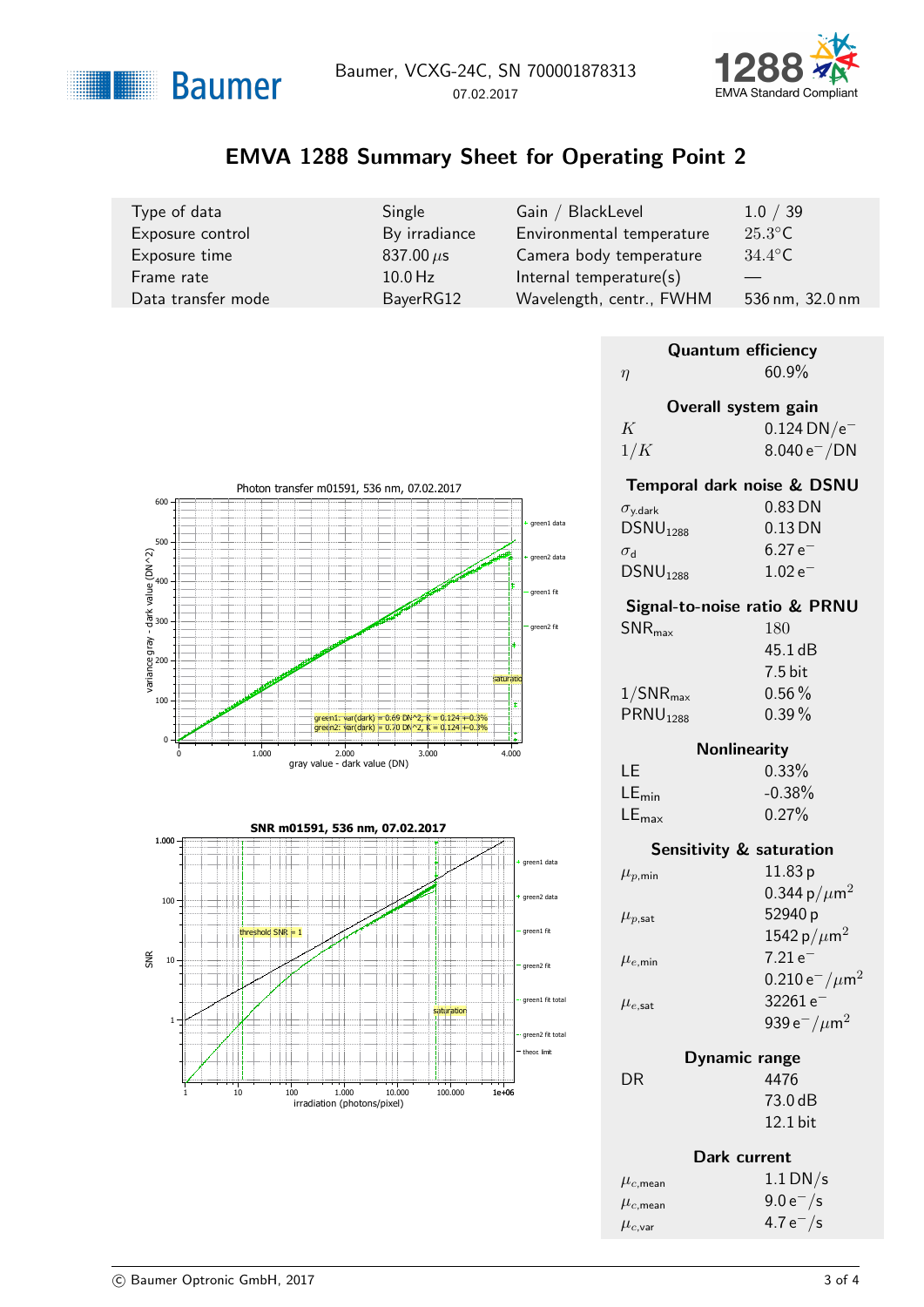Baumer, VCXG-24C, SN 700001878313
07.02.2017

# EMVA 1288 Summary Sheet for Operating Point 2

| | | | |
|---|---|---|---|
| Type of data | Single | Gain / BlackLevel | 1.0 / 39 |
| Exposure control | By irradiance | Environmental temperature | 25.3°C |
| Exposure time | 837.00 $\mu$s | Camera body temperature | 34.4°C |
| Frame rate | 10.0 Hz | Internal temperature(s) | — |
| Data transfer mode | BayerRG12 | Wavelength, centr., FWHM | 536 nm, 32.0 nm |

Photon transfer m01591, 536 nm, 07.02.2017

SNR m01591, 536 nm, 07.02.2017

### Quantum efficiency

| | |
|---|---|
| $\eta$ | 60.9% |

### Overall system gain

| | |
|---|---|
| $K$ | 0.124 DN/e$^-$ |
| $1/K$ | 8.040 e$^-$/DN |

### Temporal dark noise & DSNU

| | |
|---|---|
| $\sigma_{y.dark}$ | 0.83 DN |
| $DSNU_{1288}$ | 0.13 DN |
| $\sigma_d$ | 6.27 e$^-$ |
| $DSNU_{1288}$ | 1.02 e$^-$ |

### Signal-to-noise ratio & PRNU

| | |
|---|---|
| $SNR_{max}$ | 180 |
| | 45.1 dB |
| | 7.5 bit |
| $1/SNR_{max}$ | 0.56 % |
| $PRNU_{1288}$ | 0.39 % |

### Nonlinearity

| | |
|---|---|
| LE | 0.33% |
| $LE_{min}$ | -0.38% |
| $LE_{max}$ | 0.27% |

### Sensitivity & saturation

| | |
|---|---|
| $\mu_{p,min}$ | 11.83 p |
| | 0.344 p/$\mu$m$^2$ |
| $\mu_{p,sat}$ | 52940 p |
| | 1542 p/$\mu$m$^2$ |
| $\mu_{e,min}$ | 7.21 e$^-$ |
| | 0.210 e$^-$/$\mu$m$^2$ |
| $\mu_{e,sat}$ | 32261 e$^-$ |
| | 939 e$^-$/$\mu$m$^2$ |

### Dynamic range

| | |
|---|---|
| DR | 4476 |
| | 73.0 dB |
| | 12.1 bit |

### Dark current

| | |
|---|---|
| $\mu_{c,mean}$ | 1.1 DN/s |
| $\mu_{c,mean}$ | 9.0 e$^-$/s |
| $\mu_{c,var}$ | 4.7 e$^-$/s |

© Baumer Optronic GmbH, 2017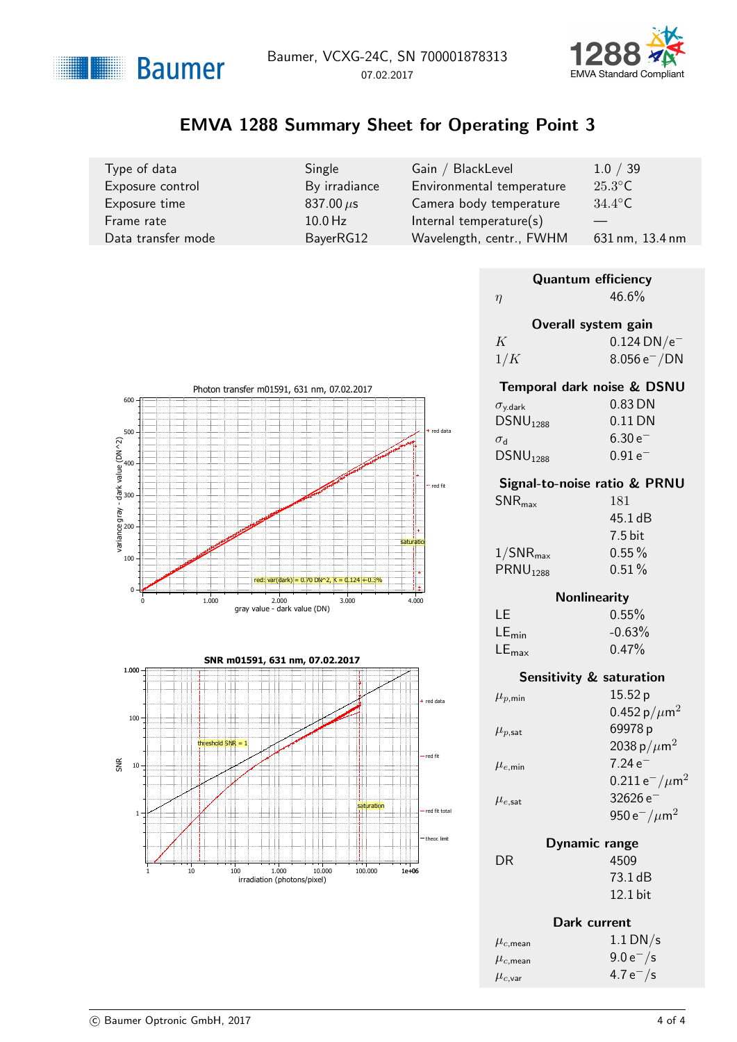Baumer, VCXG-24C, SN 700001878313
07.02.2017

1288 EMVA Standard Compliant

## EMVA 1288 Summary Sheet for Operating Point 3

| | | | |
|---|---|---|---|
| Type of data | Single | Gain / BlackLevel | 1.0 / 39 |
| Exposure control | By irradiance | Environmental temperature | 25.3°C |
| Exposure time | 837.00 $\mu$s | Camera body temperature | 34.4°C |
| Frame rate | 10.0 Hz | Internal temperature(s) | — |
| Data transfer mode | BayerRG12 | Wavelength, centr., FWHM | 631 nm, 13.4 nm |

Photon transfer m01591, 631 nm, 07.02.2017
variance gray - dark value (DN^2)
gray value - dark value (DN)
600
500
400
300
200
100
0
0
1.000
2.000
3.000
4.000
red data
red fit
saturation
red: var(dark) = 0.70 DN^2, K = 0.124 ±0.3%

SNR m01591, 631 nm, 07.02.2017
SNR
irradiation (photons/pixel)
1.000
100
10
1
1
10
100
1.000
10.000
100.000
1e+06
threshold SNR = 1
saturation
red data
red fit
red fit total
theor. limit

### Quantum efficiency

| | |
|---|---|
| $\eta$ | 46.6% |

### Overall system gain

| | |
|---|---|
| $K$ | 0.124 DN/e$^-$ |
| $1/K$ | 8.056 e$^-$/DN |

### Temporal dark noise & DSNU

| | |
|---|---|
| $\sigma_{y.dark}$ | 0.83 DN |
| $DSNU_{1288}$ | 0.11 DN |
| $\sigma_d$ | 6.30 e$^-$ |
| $DSNU_{1288}$ | 0.91 e$^-$ |

### Signal-to-noise ratio & PRNU

| | |
|---|---|
| $SNR_{max}$ | 181 |
| | 45.1 dB |
| | 7.5 bit |
| $1/SNR_{max}$ | 0.55 % |
| $PRNU_{1288}$ | 0.51 % |

### Nonlinearity

| | |
|---|---|
| LE | 0.55% |
| $LE_{min}$ | -0.63% |
| $LE_{max}$ | 0.47% |

### Sensitivity & saturation

| | |
|---|---|
| $\mu_{p,min}$ | 15.52 p |
| | 0.452 p/$\mu$m$^2$ |
| $\mu_{p,sat}$ | 69978 p |
| | 2038 p/$\mu$m$^2$ |
| $\mu_{e,min}$ | 7.24 e$^-$ |
| | 0.211 e$^-$/$\mu$m$^2$ |
| $\mu_{e,sat}$ | 32626 e$^-$ |
| | 950 e$^-$/$\mu$m$^2$ |

### Dynamic range

| | |
|---|---|
| DR | 4509 |
| | 73.1 dB |
| | 12.1 bit |

### Dark current

| | |
|---|---|
| $\mu_{c,mean}$ | 1.1 DN/s |
| $\mu_{c,mean}$ | 9.0 e$^-$/s |
| $\mu_{c,var}$ | 4.7 e$^-$/s |

© Baumer Optronic GmbH, 2017